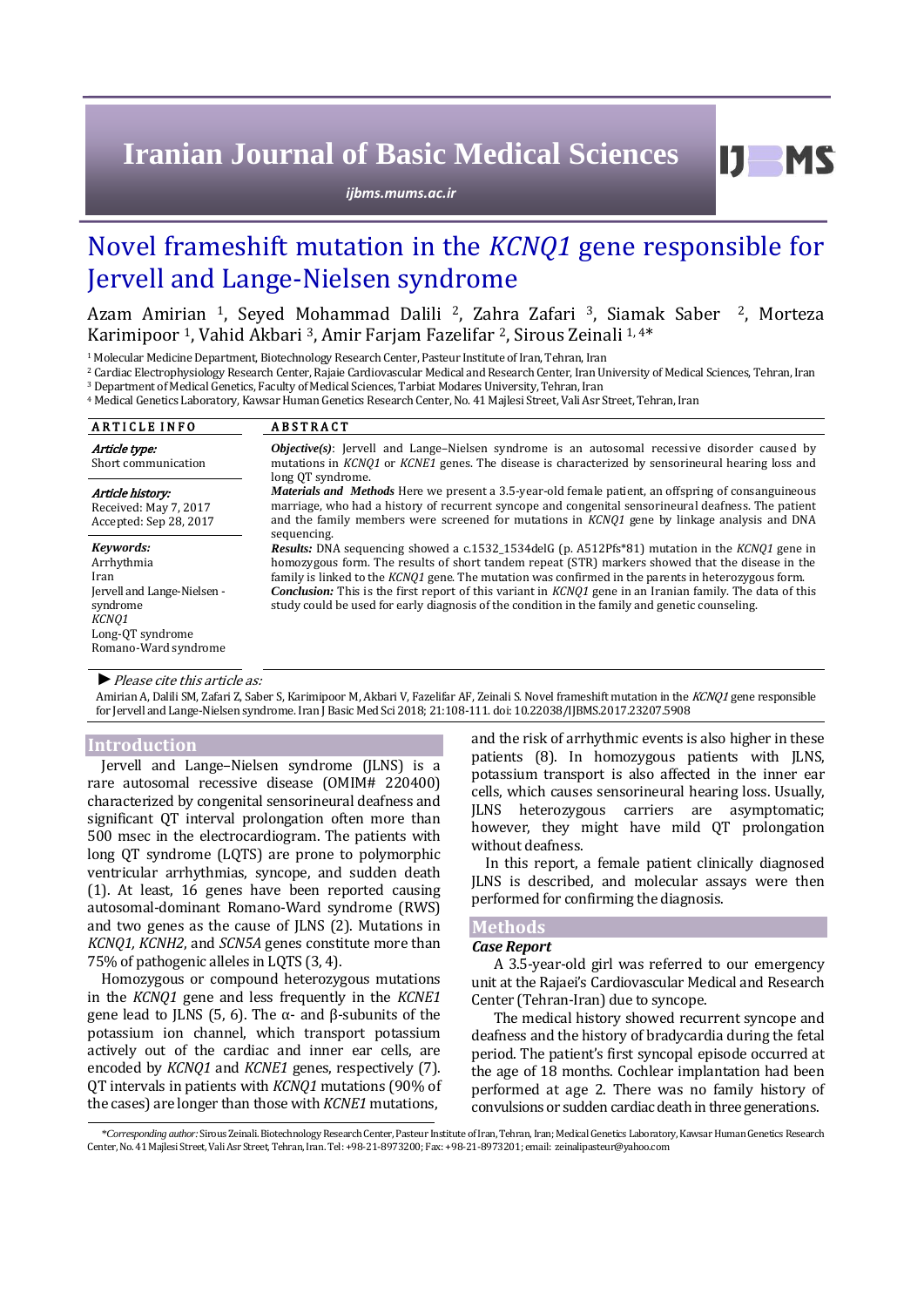# Novel frameshift mutation in the *KCNQ1* gene responsible for Jervell and Lange-Nielsen syndrome

Azam Amirian [1], Seyed Mohammad Dalili [2], Zahra Zafari [3], Siamak Saber [2], Morteza Karimipoor [1], Vahid Akbari [3], Amir Farjam Fazelifar [2], Sirous Zeinali [1, 4]*

[1] Molecular Medicine Department, Biotechnology Research Center, Pasteur Institute of Iran, Tehran, Iran
[2] Cardiac Electrophysiology Research Center, Rajaie Cardiovascular Medical and Research Center, Iran University of Medical Sciences, Tehran, Iran
[3] Department of Medical Genetics, Faculty of Medical Sciences, Tarbiat Modares University, Tehran, Iran
[4] Medical Genetics Laboratory, Kawsar Human Genetics Research Center, No. 41 Majlesi Street, Vali Asr Street, Tehran, Iran

## ARTICLE INFO

*Article type:*
Short communication

*Article history:*
Received: May 7, 2017
Accepted: Sep 28, 2017

*Keywords:*
Arrhythmia
Iran
Jervell and Lange-Nielsen - syndrome
*KCNQ1*
Long-QT syndrome
Romano-Ward syndrome

## ABSTRACT

***Objective(s)***: Jervell and Lange–Nielsen syndrome is an autosomal recessive disorder caused by mutations in *KCNQ1* or *KCNE1* genes. The disease is characterized by sensorineural hearing loss and long QT syndrome.

***Materials and Methods*** Here we present a 3.5-year-old female patient, an offspring of consanguineous marriage, who had a history of recurrent syncope and congenital sensorineural deafness. The patient and the family members were screened for mutations in *KCNQ1* gene by linkage analysis and DNA sequencing.

***Results:*** DNA sequencing showed a c.1532_1534delG (p. A512Pfs*81) mutation in the *KCNQ1* gene in homozygous form. The results of short tandem repeat (STR) markers showed that the disease in the family is linked to the *KCNQ1* gene. The mutation was confirmed in the parents in heterozygous form.

***Conclusion:*** This is the first report of this variant in *KCNQ1* gene in an Iranian family. The data of this study could be used for early diagnosis of the condition in the family and genetic counseling.

► *Please cite this article as:*

Amirian A, Dalili SM, Zafari Z, Saber S, Karimipoor M, Akbari V, Fazelifar AF, Zeinali S. Novel frameshift mutation in the *KCNQ1* gene responsible for Jervell and Lange-Nielsen syndrome. Iran J Basic Med Sci 2018; 21:108-111. doi: 10.22038/IJBMS.2017.23207.5908

## Introduction

Jervell and Lange–Nielsen syndrome (JLNS) is a rare autosomal recessive disease (OMIM# 220400) characterized by congenital sensorineural deafness and significant QT interval prolongation often more than 500 msec in the electrocardiogram. The patients with long QT syndrome (LQTS) are prone to polymorphic ventricular arrhythmias, syncope, and sudden death (1). At least, 16 genes have been reported causing autosomal-dominant Romano-Ward syndrome (RWS) and two genes as the cause of JLNS (2). Mutations in *KCNQ1, KCNH2,* and *SCN5A* genes constitute more than 75% of pathogenic alleles in LQTS (3, 4).

Homozygous or compound heterozygous mutations in the *KCNQ1* gene and less frequently in the *KCNE1* gene lead to JLNS (5, 6). The α- and β-subunits of the potassium ion channel, which transport potassium actively out of the cardiac and inner ear cells, are encoded by *KCNQ1* and *KCNE1* genes, respectively (7). QT intervals in patients with *KCNQ1* mutations (90% of the cases) are longer than those with *KCNE1* mutations, and the risk of arrhythmic events is also higher in these patients (8). In homozygous patients with JLNS, potassium transport is also affected in the inner ear cells, which causes sensorineural hearing loss. Usually, JLNS heterozygous carriers are asymptomatic; however, they might have mild QT prolongation without deafness.

In this report, a female patient clinically diagnosed JLNS is described, and molecular assays were then performed for confirming the diagnosis.

## Methods

### Case Report

A 3.5-year-old girl was referred to our emergency unit at the Rajaei's Cardiovascular Medical and Research Center (Tehran-Iran) due to syncope.

The medical history showed recurrent syncope and deafness and the history of bradycardia during the fetal period. The patient's first syncopal episode occurred at the age of 18 months. Cochlear implantation had been performed at age 2. There was no family history of convulsions or sudden cardiac death in three generations.

**Corresponding author:* Sirous Zeinali. Biotechnology Research Center, Pasteur Institute of Iran, Tehran, Iran; Medical Genetics Laboratory, Kawsar Human Genetics Research Center, No. 41 Majlesi Street, Vali Asr Street, Tehran, Iran. Tel: +98-21-8973200; Fax: +98-21-8973201; email: zeinalipasteur@yahoo.com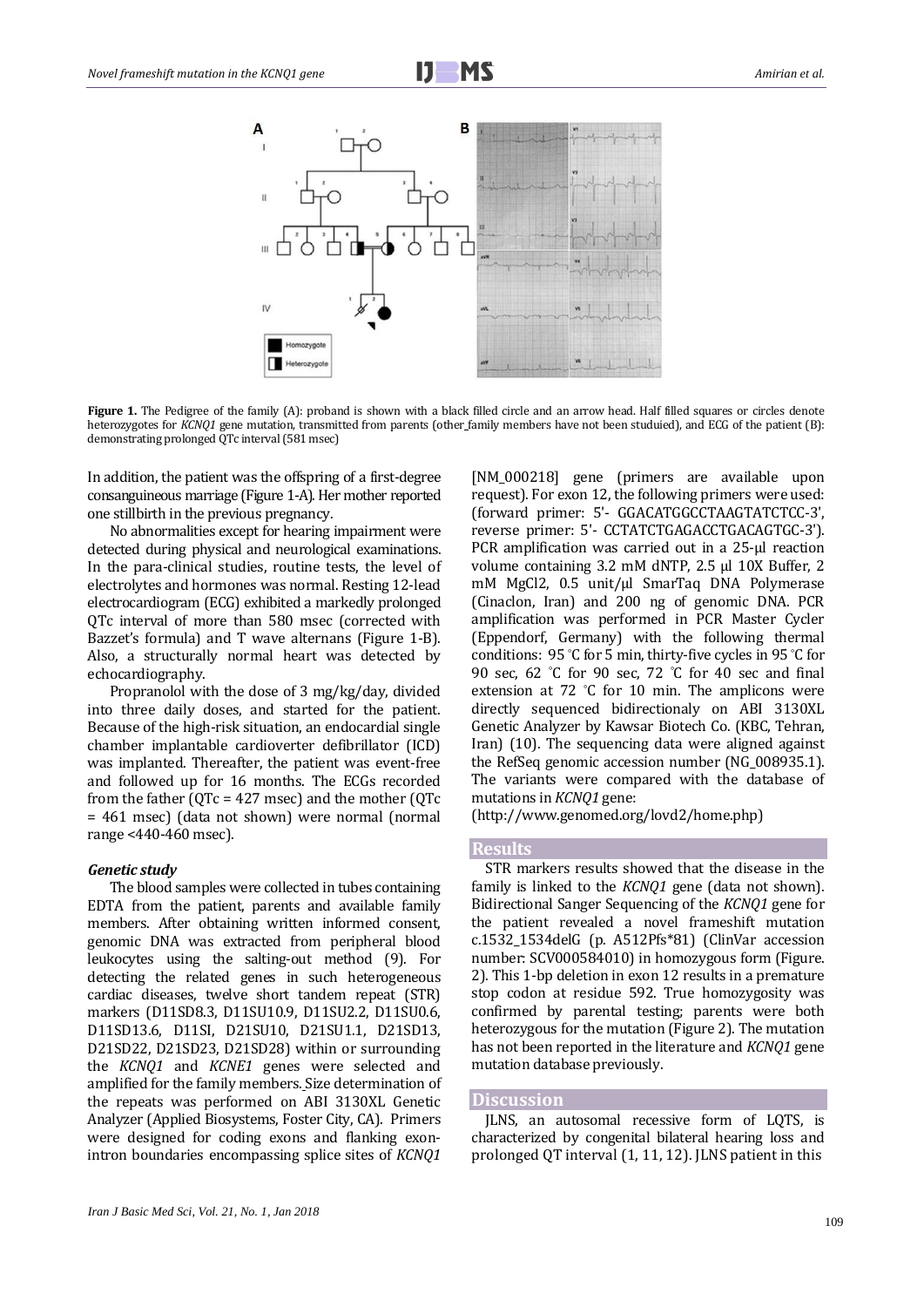**Figure 1.** The Pedigree of the family (A): proband is shown with a black filled circle and an arrow head. Half filled squares or circles denote heterozygotes for *KCNQ1* gene mutation, transmitted from parents (other family members have not been studuied), and ECG of the patient (B): demonstrating prolonged QTc interval (581 msec)

In addition, the patient was the offspring of a first-degree consanguineous marriage (Figure 1-A). Her mother reported one stillbirth in the previous pregnancy.

No abnormalities except for hearing impairment were detected during physical and neurological examinations. In the para-clinical studies, routine tests, the level of electrolytes and hormones was normal. Resting 12-lead electrocardiogram (ECG) exhibited a markedly prolonged QTc interval of more than 580 msec (corrected with Bazzet's formula) and T wave alternans (Figure 1-B). Also, a structurally normal heart was detected by echocardiography.

Propranolol with the dose of 3 mg/kg/day, divided into three daily doses, and started for the patient. Because of the high-risk situation, an endocardial single chamber implantable cardioverter defibrillator (ICD) was implanted. Thereafter, the patient was event-free and followed up for 16 months. The ECGs recorded from the father (QTc = 427 msec) and the mother (QTc = 461 msec) (data not shown) were normal (normal range <440-460 msec).

### *Genetic study*

The blood samples were collected in tubes containing EDTA from the patient, parents and available family members. After obtaining written informed consent, genomic DNA was extracted from peripheral blood leukocytes using the salting-out method (9). For detecting the related genes in such heterogeneous cardiac diseases, twelve short tandem repeat (STR) markers (D11SD8.3, D11SU10.9, D11SU2.2, D11SU0.6, D11SD13.6, D11SI, D21SU10, D21SU1.1, D21SD13, D21SD22, D21SD23, D21SD28) within or surrounding the *KCNQ1* and *KCNE1* genes were selected and amplified for the family members. Size determination of the repeats was performed on ABI 3130XL Genetic Analyzer (Applied Biosystems, Foster City, CA). Primers were designed for coding exons and flanking exon-intron boundaries encompassing splice sites of *KCNQ1* [NM_000218] gene (primers are available upon request). For exon 12, the following primers were used: (forward primer: 5'- GGACATGGCCTAAGTATCTCC-3', reverse primer: 5'- CCTATCTGAGACCTGACAGTGC-3'). PCR amplification was carried out in a 25-µl reaction volume containing 3.2 mM dNTP, 2.5 µl 10X Buffer, 2 mM $MgCl_2$, 0.5 unit/µl SmarTaq DNA Polymerase (Cinaclon, Iran) and 200 ng of genomic DNA. PCR amplification was performed in PCR Master Cycler (Eppendorf, Germany) with the following thermal conditions: 95 °C for 5 min, thirty-five cycles in 95 °C for 90 sec, 62 °C for 90 sec, 72 °C for 40 sec and final extension at 72 °C for 10 min. The amplicons were directly sequenced bidirectionaly on ABI 3130XL Genetic Analyzer by Kawsar Biotech Co. (KBC, Tehran, Iran) (10). The sequencing data were aligned against the RefSeq genomic accession number (NG_008935.1). The variants were compared with the database of mutations in *KCNQ1* gene:
(http://www.genomed.org/lovd2/home.php)

## Results

STR markers results showed that the disease in the family is linked to the *KCNQ1* gene (data not shown). Bidirectional Sanger Sequencing of the *KCNQ1* gene for the patient revealed a novel frameshift mutation c.1532_1534delG (p. A512Pfs*81) (ClinVar accession number: SCV000584010) in homozygous form (Figure. 2). This 1-bp deletion in exon 12 results in a premature stop codon at residue 592. True homozygosity was confirmed by parental testing; parents were both heterozygous for the mutation (Figure 2). The mutation has not been reported in the literature and *KCNQ1* gene mutation database previously.

## Discussion

JLNS, an autosomal recessive form of LQTS, is characterized by congenital bilateral hearing loss and prolonged QT interval (1, 11, 12). JLNS patient in this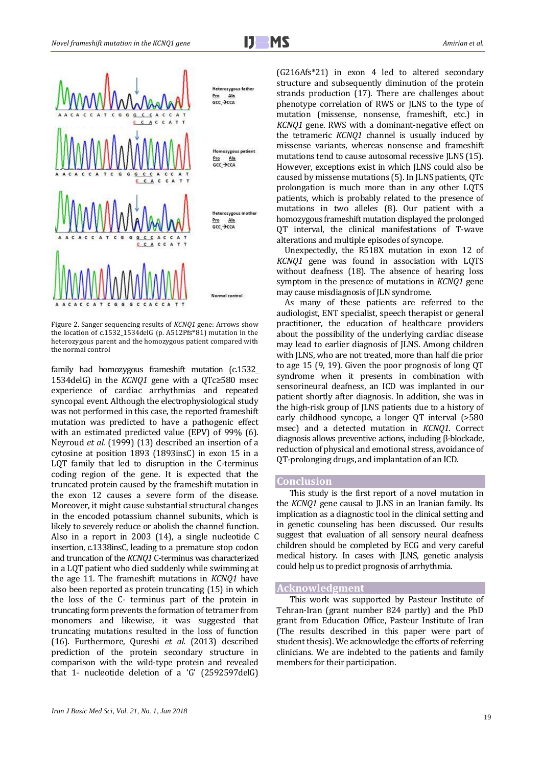Heterozygous father
Pro Ala
GCC→CCA

Homozygous patient
Pro Ala
GCC→CCA

Heterozygous mother
Pro Ala
GCC→CCA

Normal control

Figure 2. Sanger sequencing results of *KCNQ1* gene: Arrows show the location of c.1532_1534delG (p. A512Pfs*81) mutation in the heterozygous parent and the homozygous patient compared with the normal control

family had homozygous frameshift mutation (c.1532_1534delG) in the *KCNQ1* gene with a QTc≥580 msec experience of cardiac arrhythmias and repeated syncopal event. Although the electrophysiological study was not performed in this case, the reported frameshift mutation was predicted to have a pathogenic effect with an estimated predicted value (EPV) of 99% (6). Neyroud *et al.* (1999) (13) described an insertion of a cytosine at position 1893 (1893insC) in exon 15 in a LQT family that led to disruption in the C-terminus coding region of the gene. It is expected that the truncated protein caused by the frameshift mutation in the exon 12 causes a severe form of the disease. Moreover, it might cause substantial structural changes in the encoded potassium channel subunits, which is likely to severely reduce or abolish the channel function. Also in a report in 2003 (14), a single nucleotide C insertion, c.1338insC, leading to a premature stop codon and truncation of the *KCNQ1* C-terminus was characterized in a LQT patient who died suddenly while swimming at the age 11. The frameshift mutations in *KCNQ1* have also been reported as protein truncating (15) in which the loss of the C- terminus part of the protein in truncating form prevents the formation of tetramer from monomers and likewise, it was suggested that truncating mutations resulted in the loss of function (16). Furthermore, Qureshi *et al.* (2013) described prediction of the protein secondary structure in comparison with the wild-type protein and revealed that 1- nucleotide deletion of a 'G' (2592597delG) (G216Afs*21) in exon 4 led to altered secondary structure and subsequently diminution of the protein strands production (17). There are challenges about phenotype correlation of RWS or JLNS to the type of mutation (missense, nonsense, frameshift, etc.) in *KCNQ1* gene. RWS with a dominant-negative effect on the tetrameric *KCNQ1* channel is usually induced by missense variants, whereas nonsense and frameshift mutations tend to cause autosomal recessive JLNS (15). However, exceptions exist in which JLNS could also be caused by missense mutations (5). In JLNS patients, QTc prolongation is much more than in any other LQTS patients, which is probably related to the presence of mutations in two alleles (8). Our patient with a homozygous frameshift mutation displayed the prolonged QT interval, the clinical manifestations of T-wave alterations and multiple episodes of syncope.

Unexpectedly, the R518X mutation in exon 12 of *KCNQ1* gene was found in association with LQTS without deafness (18). The absence of hearing loss symptom in the presence of mutations in *KCNQ1* gene may cause misdiagnosis of JLN syndrome.

As many of these patients are referred to the audiologist, ENT specialist, speech therapist or general practitioner, the education of healthcare providers about the possibility of the underlying cardiac disease may lead to earlier diagnosis of JLNS. Among children with JLNS, who are not treated, more than half die prior to age 15 (9, 19). Given the poor prognosis of long QT syndrome when it presents in combination with sensorineural deafness, an ICD was implanted in our patient shortly after diagnosis. In addition, she was in the high-risk group of JLNS patients due to a history of early childhood syncope, a longer QT interval (>580 msec) and a detected mutation in *KCNQ1*. Correct diagnosis allows preventive actions, including β-blockade, reduction of physical and emotional stress, avoidance of QT-prolonging drugs, and implantation of an ICD.

## Conclusion

This study is the first report of a novel mutation in the *KCNQ1* gene causal to JLNS in an Iranian family. Its implication as a diagnostic tool in the clinical setting and in genetic counseling has been discussed. Our results suggest that evaluation of all sensory neural deafness children should be completed by ECG and very careful medical history. In cases with JLNS, genetic analysis could help us to predict prognosis of arrhythmia.

## Acknowledgment

This work was supported by Pasteur Institute of Tehran-Iran (grant number 824 partly) and the PhD grant from Education Office, Pasteur Institute of Iran (The results described in this paper were part of student thesis). We acknowledge the efforts of referring clinicians. We are indebted to the patients and family members for their participation.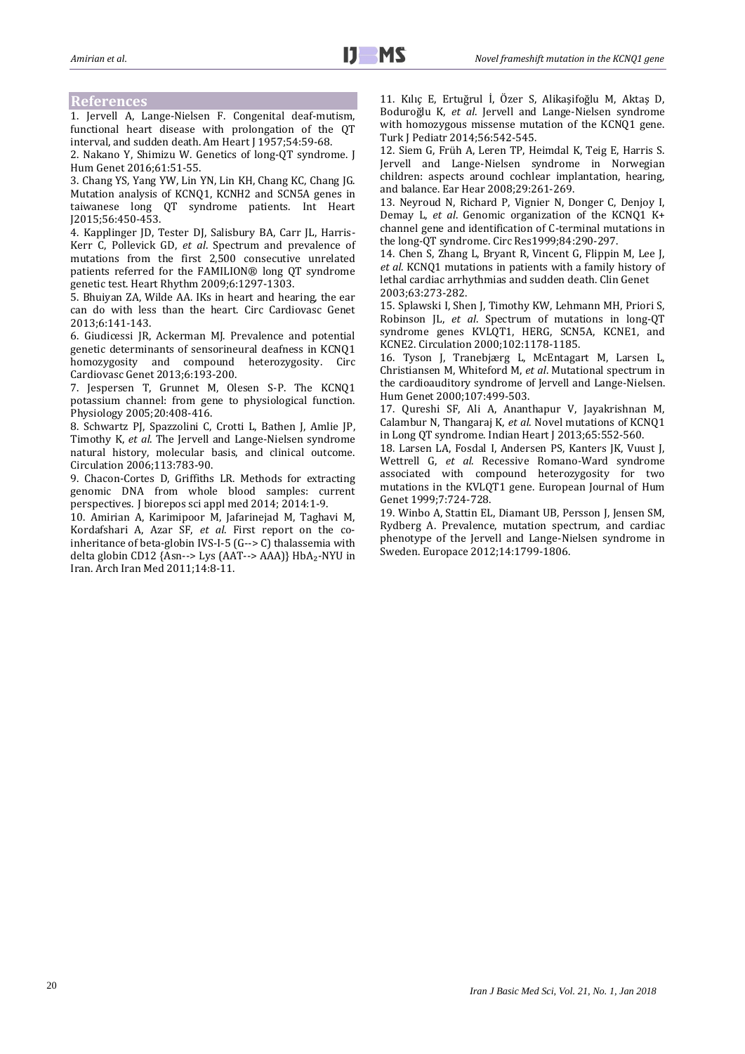## References

1. Jervell A, Lange-Nielsen F. Congenital deaf-mutism, functional heart disease with prolongation of the QT interval, and sudden death. Am Heart J 1957;54:59-68.
2. Nakano Y, Shimizu W. Genetics of long-QT syndrome. J Hum Genet 2016;61:51-55.
3. Chang YS, Yang YW, Lin YN, Lin KH, Chang KC, Chang JG. Mutation analysis of KCNQ1, KCNH2 and SCN5A genes in taiwanese long QT syndrome patients. Int Heart J2015;56:450-453.
4. Kapplinger JD, Tester DJ, Salisbury BA, Carr JL, Harris-Kerr C, Pollevick GD, *et al*. Spectrum and prevalence of mutations from the first 2,500 consecutive unrelated patients referred for the FAMILION® long QT syndrome genetic test. Heart Rhythm 2009;6:1297-1303.
5. Bhuiyan ZA, Wilde AA. IKs in heart and hearing, the ear can do with less than the heart. Circ Cardiovasc Genet 2013;6:141-143.
6. Giudicessi JR, Ackerman MJ. Prevalence and potential genetic determinants of sensorineural deafness in KCNQ1 homozygosity and compound heterozygosity. Circ Cardiovasc Genet 2013;6:193-200.
7. Jespersen T, Grunnet M, Olesen S-P. The KCNQ1 potassium channel: from gene to physiological function. Physiology 2005;20:408-416.
8. Schwartz PJ, Spazzolini C, Crotti L, Bathen J, Amlie JP, Timothy K, *et al*. The Jervell and Lange-Nielsen syndrome natural history, molecular basis, and clinical outcome. Circulation 2006;113:783-90.
9. Chacon-Cortes D, Griffiths LR. Methods for extracting genomic DNA from whole blood samples: current perspectives. J biorepos sci appl med 2014; 2014:1-9.
10. Amirian A, Karimipoor M, Jafarinejad M, Taghavi M, Kordafshari A, Azar SF, *et al*. First report on the co-inheritance of beta-globin IVS-I-5 (G--> C) thalassemia with delta globin CD12 {Asn--> Lys (AAT--> AAA)} $HbA_2$-NYU in Iran. Arch Iran Med 2011;14:8-11.
11. Kılıç E, Ertuğrul İ, Özer S, Alikaşifoğlu M, Aktaş D, Boduroğlu K, *et al*. Jervell and Lange-Nielsen syndrome with homozygous missense mutation of the KCNQ1 gene. Turk J Pediatr 2014;56:542-545.
12. Siem G, Früh A, Leren TP, Heimdal K, Teig E, Harris S. Jervell and Lange-Nielsen syndrome in Norwegian children: aspects around cochlear implantation, hearing, and balance. Ear Hear 2008;29:261-269.
13. Neyroud N, Richard P, Vignier N, Donger C, Denjoy I, Demay L, *et al*. Genomic organization of the KCNQ1 K+ channel gene and identification of C-terminal mutations in the long-QT syndrome. Circ Res1999;84:290-297.
14. Chen S, Zhang L, Bryant R, Vincent G, Flippin M, Lee J, *et al*. KCNQ1 mutations in patients with a family history of lethal cardiac arrhythmias and sudden death. Clin Genet 2003;63:273-282.
15. Splawski I, Shen J, Timothy KW, Lehmann MH, Priori S, Robinson JL, *et al*. Spectrum of mutations in long-QT syndrome genes KVLQT1, HERG, SCN5A, KCNE1, and KCNE2. Circulation 2000;102:1178-1185.
16. Tyson J, Tranebjærg L, McEntagart M, Larsen L, Christiansen M, Whiteford M, *et al*. Mutational spectrum in the cardioauditory syndrome of Jervell and Lange-Nielsen. Hum Genet 2000;107:499-503.
17. Qureshi SF, Ali A, Ananthapur V, Jayakrishnan M, Calambur N, Thangaraj K, *et al*. Novel mutations of KCNQ1 in Long QT syndrome. Indian Heart J 2013;65:552-560.
18. Larsen LA, Fosdal I, Andersen PS, Kanters JK, Vuust J, Wettrell G, *et al*. Recessive Romano-Ward syndrome associated with compound heterozygosity for two mutations in the KVLQT1 gene. European Journal of Hum Genet 1999;7:724-728.
19. Winbo A, Stattin EL, Diamant UB, Persson J, Jensen SM, Rydberg A. Prevalence, mutation spectrum, and cardiac phenotype of the Jervell and Lange-Nielsen syndrome in Sweden. Europace 2012;14:1799-1806.